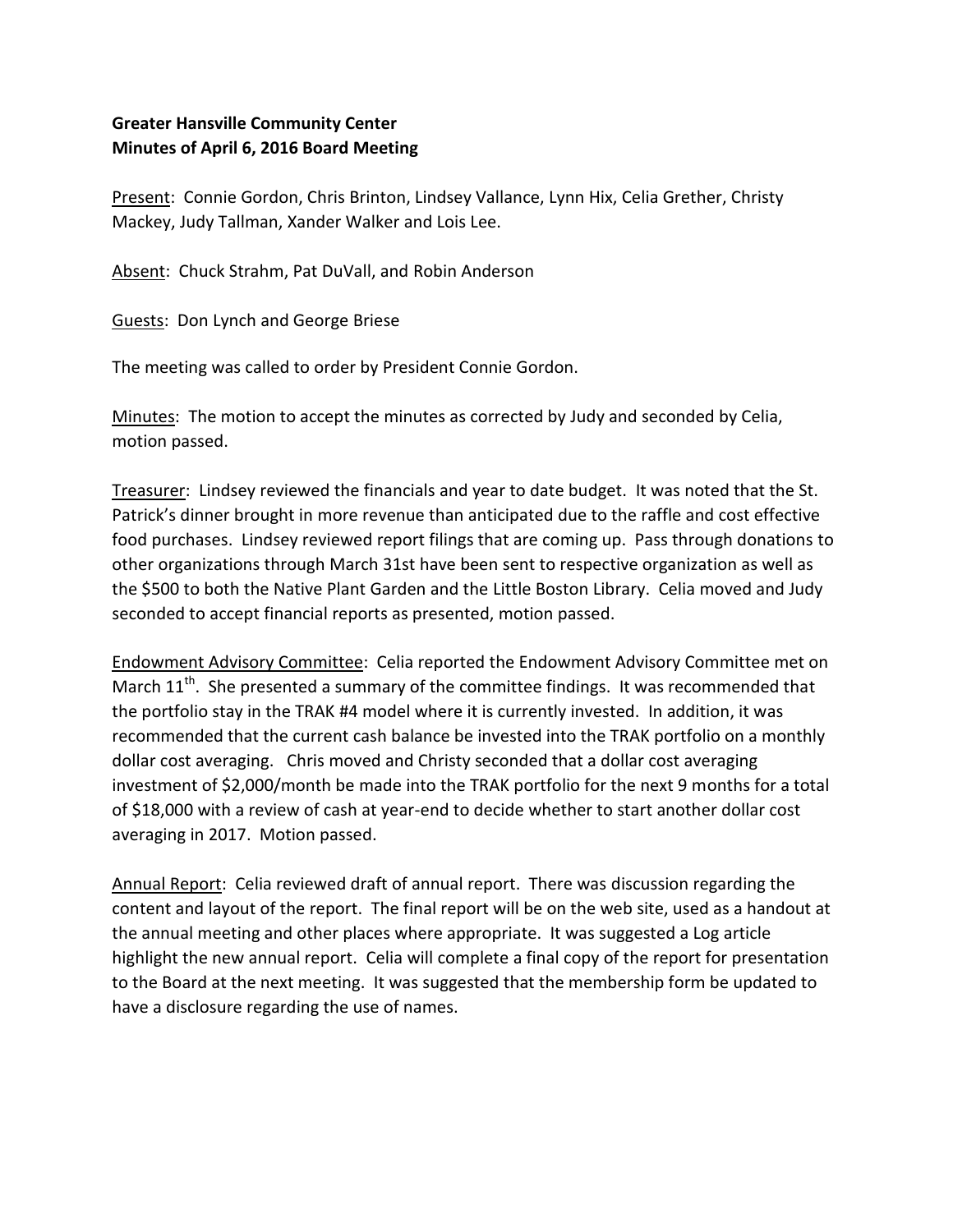**Greater Hansville Community Center**
**Minutes of April 6, 2016 Board Meeting**

Present: Connie Gordon, Chris Brinton, Lindsey Vallance, Lynn Hix, Celia Grether, Christy Mackey, Judy Tallman, Xander Walker and Lois Lee.

Absent: Chuck Strahm, Pat DuVall, and Robin Anderson

Guests: Don Lynch and George Briese

The meeting was called to order by President Connie Gordon.

Minutes: The motion to accept the minutes as corrected by Judy and seconded by Celia, motion passed.

Treasurer: Lindsey reviewed the financials and year to date budget. It was noted that the St. Patrick's dinner brought in more revenue than anticipated due to the raffle and cost effective food purchases. Lindsey reviewed report filings that are coming up. Pass through donations to other organizations through March 31st have been sent to respective organization as well as the $500 to both the Native Plant Garden and the Little Boston Library. Celia moved and Judy seconded to accept financial reports as presented, motion passed.

Endowment Advisory Committee: Celia reported the Endowment Advisory Committee met on March 11th. She presented a summary of the committee findings. It was recommended that the portfolio stay in the TRAK #4 model where it is currently invested. In addition, it was recommended that the current cash balance be invested into the TRAK portfolio on a monthly dollar cost averaging. Chris moved and Christy seconded that a dollar cost averaging investment of $2,000/month be made into the TRAK portfolio for the next 9 months for a total of $18,000 with a review of cash at year-end to decide whether to start another dollar cost averaging in 2017. Motion passed.

Annual Report: Celia reviewed draft of annual report. There was discussion regarding the content and layout of the report. The final report will be on the web site, used as a handout at the annual meeting and other places where appropriate. It was suggested a Log article highlight the new annual report. Celia will complete a final copy of the report for presentation to the Board at the next meeting. It was suggested that the membership form be updated to have a disclosure regarding the use of names.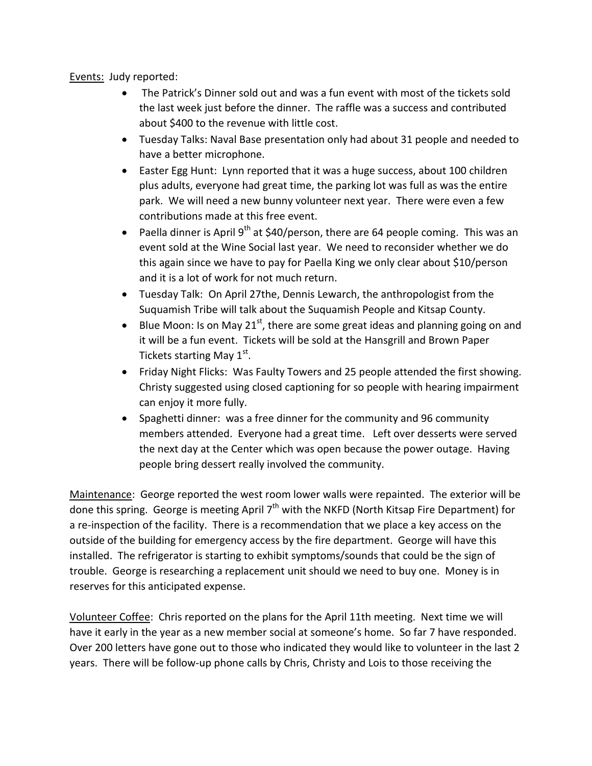Events: Judy reported:

- The Patrick's Dinner sold out and was a fun event with most of the tickets sold the last week just before the dinner. The raffle was a success and contributed about $400 to the revenue with little cost.
- Tuesday Talks: Naval Base presentation only had about 31 people and needed to have a better microphone.
- Easter Egg Hunt: Lynn reported that it was a huge success, about 100 children plus adults, everyone had great time, the parking lot was full as was the entire park. We will need a new bunny volunteer next year. There were even a few contributions made at this free event.
- Paella dinner is April 9th at $40/person, there are 64 people coming. This was an event sold at the Wine Social last year. We need to reconsider whether we do this again since we have to pay for Paella King we only clear about $10/person and it is a lot of work for not much return.
- Tuesday Talk: On April 27the, Dennis Lewarch, the anthropologist from the Suquamish Tribe will talk about the Suquamish People and Kitsap County.
- Blue Moon: Is on May 21st, there are some great ideas and planning going on and it will be a fun event. Tickets will be sold at the Hansgrill and Brown Paper Tickets starting May 1st.
- Friday Night Flicks: Was Faulty Towers and 25 people attended the first showing. Christy suggested using closed captioning for so people with hearing impairment can enjoy it more fully.
- Spaghetti dinner: was a free dinner for the community and 96 community members attended. Everyone had a great time. Left over desserts were served the next day at the Center which was open because the power outage. Having people bring dessert really involved the community.

Maintenance: George reported the west room lower walls were repainted. The exterior will be done this spring. George is meeting April 7th with the NKFD (North Kitsap Fire Department) for a re-inspection of the facility. There is a recommendation that we place a key access on the outside of the building for emergency access by the fire department. George will have this installed. The refrigerator is starting to exhibit symptoms/sounds that could be the sign of trouble. George is researching a replacement unit should we need to buy one. Money is in reserves for this anticipated expense.

Volunteer Coffee: Chris reported on the plans for the April 11th meeting. Next time we will have it early in the year as a new member social at someone's home. So far 7 have responded. Over 200 letters have gone out to those who indicated they would like to volunteer in the last 2 years. There will be follow-up phone calls by Chris, Christy and Lois to those receiving the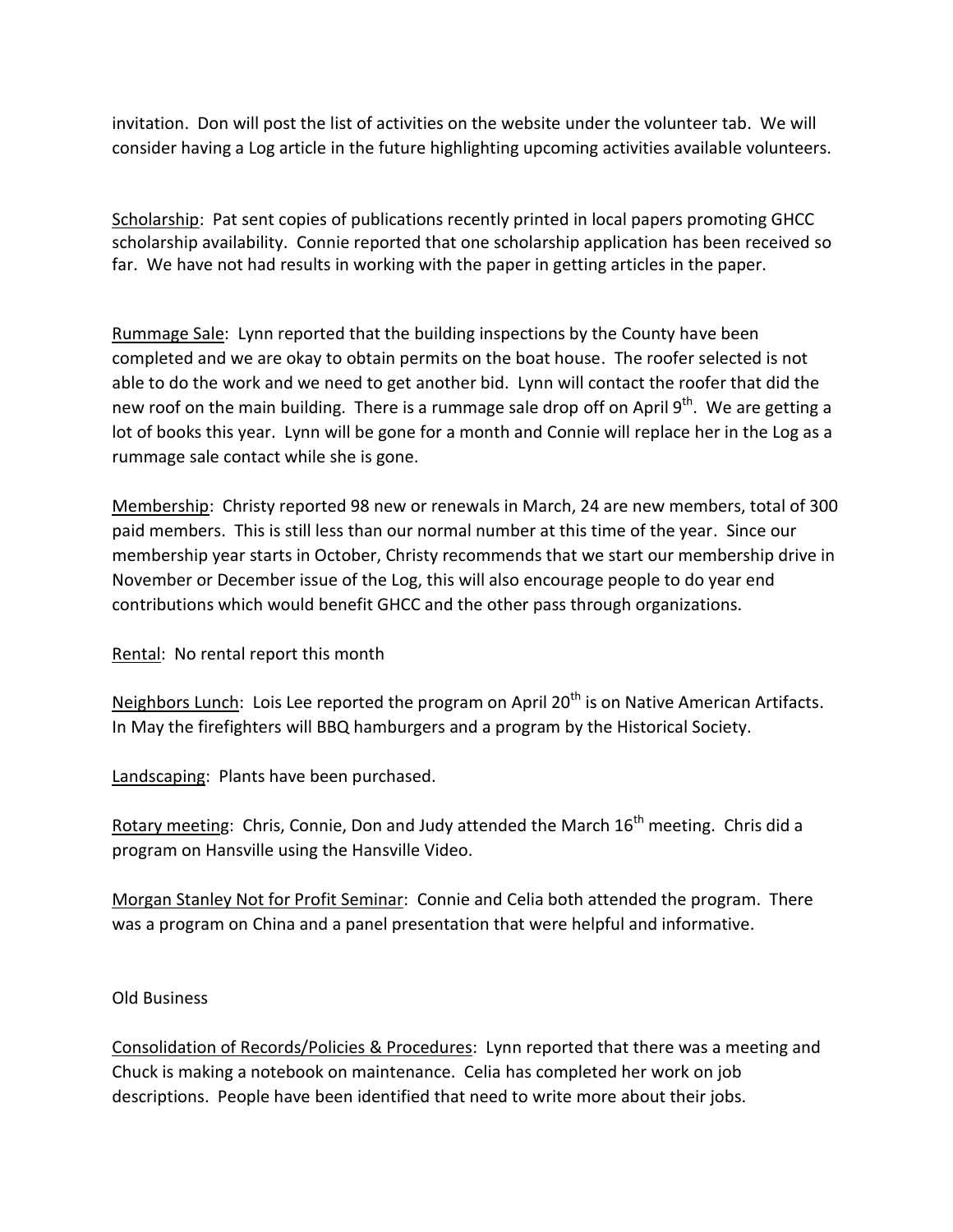invitation. Don will post the list of activities on the website under the volunteer tab. We will consider having a Log article in the future highlighting upcoming activities available volunteers.

Scholarship: Pat sent copies of publications recently printed in local papers promoting GHCC scholarship availability. Connie reported that one scholarship application has been received so far. We have not had results in working with the paper in getting articles in the paper.

Rummage Sale: Lynn reported that the building inspections by the County have been completed and we are okay to obtain permits on the boat house. The roofer selected is not able to do the work and we need to get another bid. Lynn will contact the roofer that did the new roof on the main building. There is a rummage sale drop off on April 9th. We are getting a lot of books this year. Lynn will be gone for a month and Connie will replace her in the Log as a rummage sale contact while she is gone.

Membership: Christy reported 98 new or renewals in March, 24 are new members, total of 300 paid members. This is still less than our normal number at this time of the year. Since our membership year starts in October, Christy recommends that we start our membership drive in November or December issue of the Log, this will also encourage people to do year end contributions which would benefit GHCC and the other pass through organizations.

Rental: No rental report this month

Neighbors Lunch: Lois Lee reported the program on April 20th is on Native American Artifacts. In May the firefighters will BBQ hamburgers and a program by the Historical Society.

Landscaping: Plants have been purchased.

Rotary meeting: Chris, Connie, Don and Judy attended the March 16th meeting. Chris did a program on Hansville using the Hansville Video.

Morgan Stanley Not for Profit Seminar: Connie and Celia both attended the program. There was a program on China and a panel presentation that were helpful and informative.

Old Business

Consolidation of Records/Policies & Procedures: Lynn reported that there was a meeting and Chuck is making a notebook on maintenance. Celia has completed her work on job descriptions. People have been identified that need to write more about their jobs.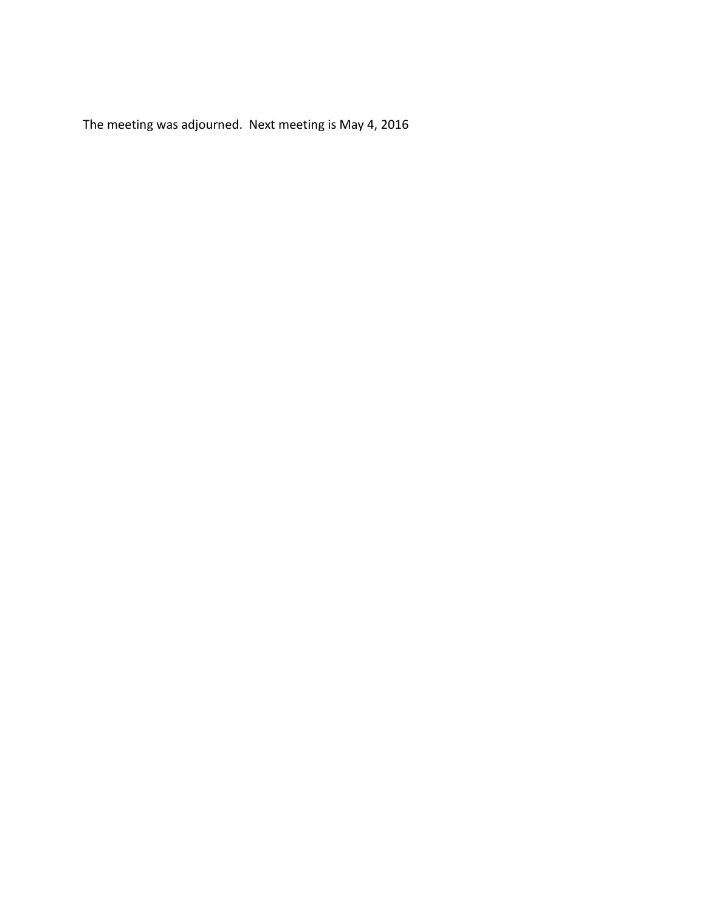The meeting was adjourned. Next meeting is May 4, 2016